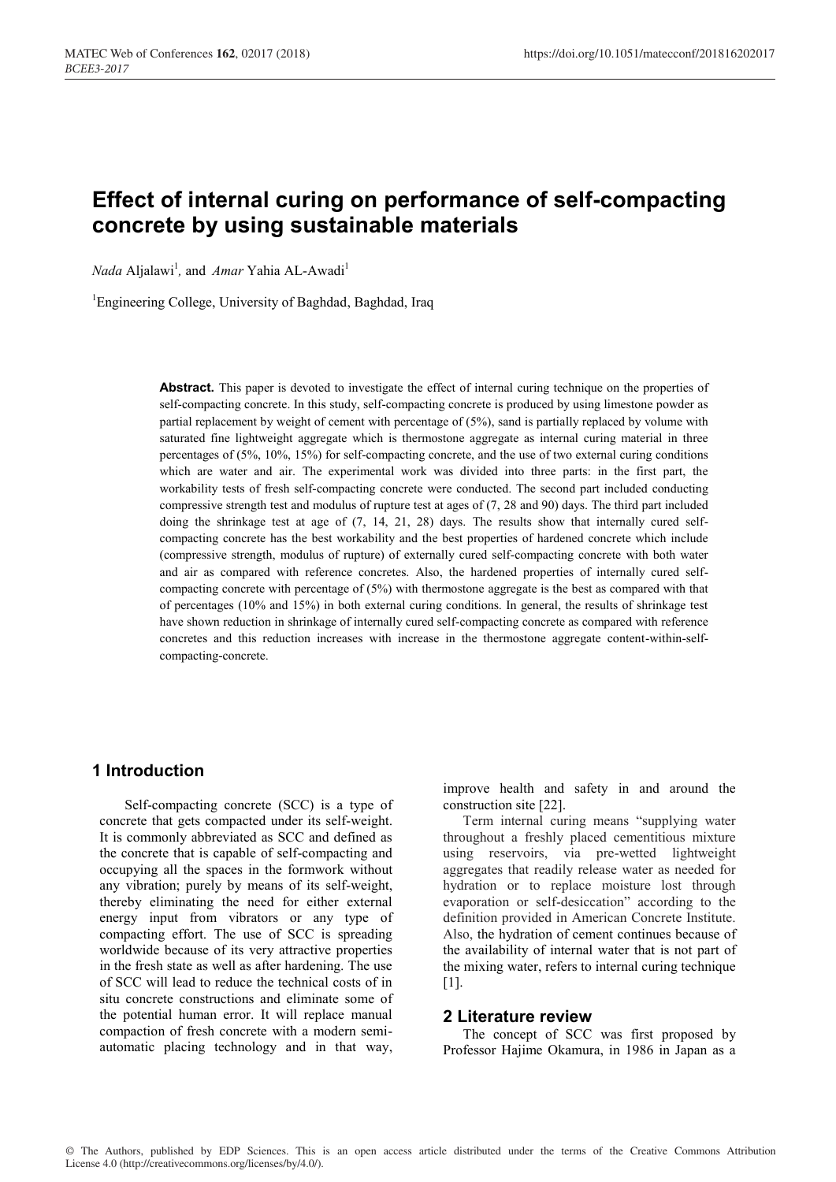# Effect of internal curing on performance of self-compacting concrete by using sustainable materials

*Nada* Aljalawi[1], and *Amar* Yahia AL-Awadi[1]

[1]Engineering College, University of Baghdad, Baghdad, Iraq

**Abstract.** This paper is devoted to investigate the effect of internal curing technique on the properties of self-compacting concrete. In this study, self-compacting concrete is produced by using limestone powder as partial replacement by weight of cement with percentage of (5%), sand is partially replaced by volume with saturated fine lightweight aggregate which is thermostone aggregate as internal curing material in three percentages of (5%, 10%, 15%) for self-compacting concrete, and the use of two external curing conditions which are water and air. The experimental work was divided into three parts: in the first part, the workability tests of fresh self-compacting concrete were conducted. The second part included conducting compressive strength test and modulus of rupture test at ages of (7, 28 and 90) days. The third part included doing the shrinkage test at age of (7, 14, 21, 28) days. The results show that internally cured self-compacting concrete has the best workability and the best properties of hardened concrete which include (compressive strength, modulus of rupture) of externally cured self-compacting concrete with both water and air as compared with reference concretes. Also, the hardened properties of internally cured self-compacting concrete with percentage of (5%) with thermostone aggregate is the best as compared with that of percentages (10% and 15%) in both external curing conditions. In general, the results of shrinkage test have shown reduction in shrinkage of internally cured self-compacting concrete as compared with reference concretes and this reduction increases with increase in the thermostone aggregate content-within-self-compacting-concrete.

## 1 Introduction

Self-compacting concrete (SCC) is a type of concrete that gets compacted under its self-weight. It is commonly abbreviated as SCC and defined as the concrete that is capable of self-compacting and occupying all the spaces in the formwork without any vibration; purely by means of its self-weight, thereby eliminating the need for either external energy input from vibrators or any type of compacting effort. The use of SCC is spreading worldwide because of its very attractive properties in the fresh state as well as after hardening. The use of SCC will lead to reduce the technical costs of in situ concrete constructions and eliminate some of the potential human error. It will replace manual compaction of fresh concrete with a modern semi-automatic placing technology and in that way, improve health and safety in and around the construction site [22].

Term internal curing means "supplying water throughout a freshly placed cementitious mixture using reservoirs, via pre-wetted lightweight aggregates that readily release water as needed for hydration or to replace moisture lost through evaporation or self-desiccation" according to the definition provided in American Concrete Institute. Also, the hydration of cement continues because of the availability of internal water that is not part of the mixing water, refers to internal curing technique [1].

## 2 Literature review

The concept of SCC was first proposed by Professor Hajime Okamura, in 1986 in Japan as a

© The Authors, published by EDP Sciences. This is an open access article distributed under the terms of the Creative Commons Attribution License 4.0 (http://creativecommons.org/licenses/by/4.0/).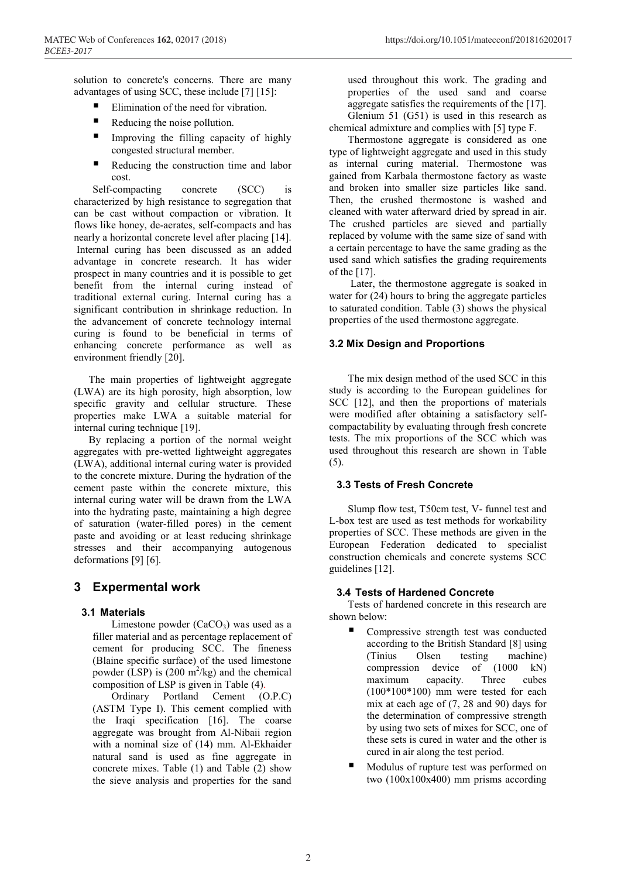solution to concrete's concerns. There are many advantages of using SCC, these include [7] [15]:

- Elimination of the need for vibration.
- Reducing the noise pollution.
- Improving the filling capacity of highly congested structural member.
- Reducing the construction time and labor cost.

Self-compacting concrete (SCC) is characterized by high resistance to segregation that can be cast without compaction or vibration. It flows like honey, de-aerates, self-compacts and has nearly a horizontal concrete level after placing [14]. Internal curing has been discussed as an added advantage in concrete research. It has wider prospect in many countries and it is possible to get benefit from the internal curing instead of traditional external curing. Internal curing has a significant contribution in shrinkage reduction. In the advancement of concrete technology internal curing is found to be beneficial in terms of enhancing concrete performance as well as environment friendly [20].

The main properties of lightweight aggregate (LWA) are its high porosity, high absorption, low specific gravity and cellular structure. These properties make LWA a suitable material for internal curing technique [19].

By replacing a portion of the normal weight aggregates with pre-wetted lightweight aggregates (LWA), additional internal curing water is provided to the concrete mixture. During the hydration of the cement paste within the concrete mixture, this internal curing water will be drawn from the LWA into the hydrating paste, maintaining a high degree of saturation (water-filled pores) in the cement paste and avoiding or at least reducing shrinkage stresses and their accompanying autogenous deformations [9] [6].

## 3 Expermental work

### 3.1 Materials

Limestone powder ($CaCO_3$) was used as a filler material and as percentage replacement of cement for producing SCC. The fineness (Blaine specific surface) of the used limestone powder (LSP) is (200 $m^2$/kg) and the chemical composition of LSP is given in Table (4).

Ordinary Portland Cement (O.P.C) (ASTM Type I). This cement complied with the Iraqi specification [16]. The coarse aggregate was brought from Al-Nibaii region with a nominal size of (14) mm. Al-Ekhaider natural sand is used as fine aggregate in concrete mixes. Table (1) and Table (2) show the sieve analysis and properties for the sand used throughout this work. The grading and properties of the used sand and coarse aggregate satisfies the requirements of the [17].

Glenium 51 (G51) is used in this research as chemical admixture and complies with [5] type F.

Thermostone aggregate is considered as one type of lightweight aggregate and used in this study as internal curing material. Thermostone was gained from Karbala thermostone factory as waste and broken into smaller size particles like sand. Then, the crushed thermostone is washed and cleaned with water afterward dried by spread in air. The crushed particles are sieved and partially replaced by volume with the same size of sand with a certain percentage to have the same grading as the used sand which satisfies the grading requirements of the [17].

Later, the thermostone aggregate is soaked in water for (24) hours to bring the aggregate particles to saturated condition. Table (3) shows the physical properties of the used thermostone aggregate.

### 3.2 Mix Design and Proportions

The mix design method of the used SCC in this study is according to the European guidelines for SCC [12], and then the proportions of materials were modified after obtaining a satisfactory self-compactability by evaluating through fresh concrete tests. The mix proportions of the SCC which was used throughout this research are shown in Table (5).

### 3.3 Tests of Fresh Concrete

Slump flow test, T50cm test, V- funnel test and L-box test are used as test methods for workability properties of SCC. These methods are given in the European Federation dedicated to specialist construction chemicals and concrete systems SCC guidelines [12].

### 3.4 Tests of Hardened Concrete

Tests of hardened concrete in this research are shown below:

- Compressive strength test was conducted according to the British Standard [8] using (Tinius Olsen testing machine) compression device of (1000 kN) maximum capacity. Three cubes (100*100*100) mm were tested for each mix at each age of (7, 28 and 90) days for the determination of compressive strength by using two sets of mixes for SCC, one of these sets is cured in water and the other is cured in air along the test period.
- Modulus of rupture test was performed on two (100x100x400) mm prisms according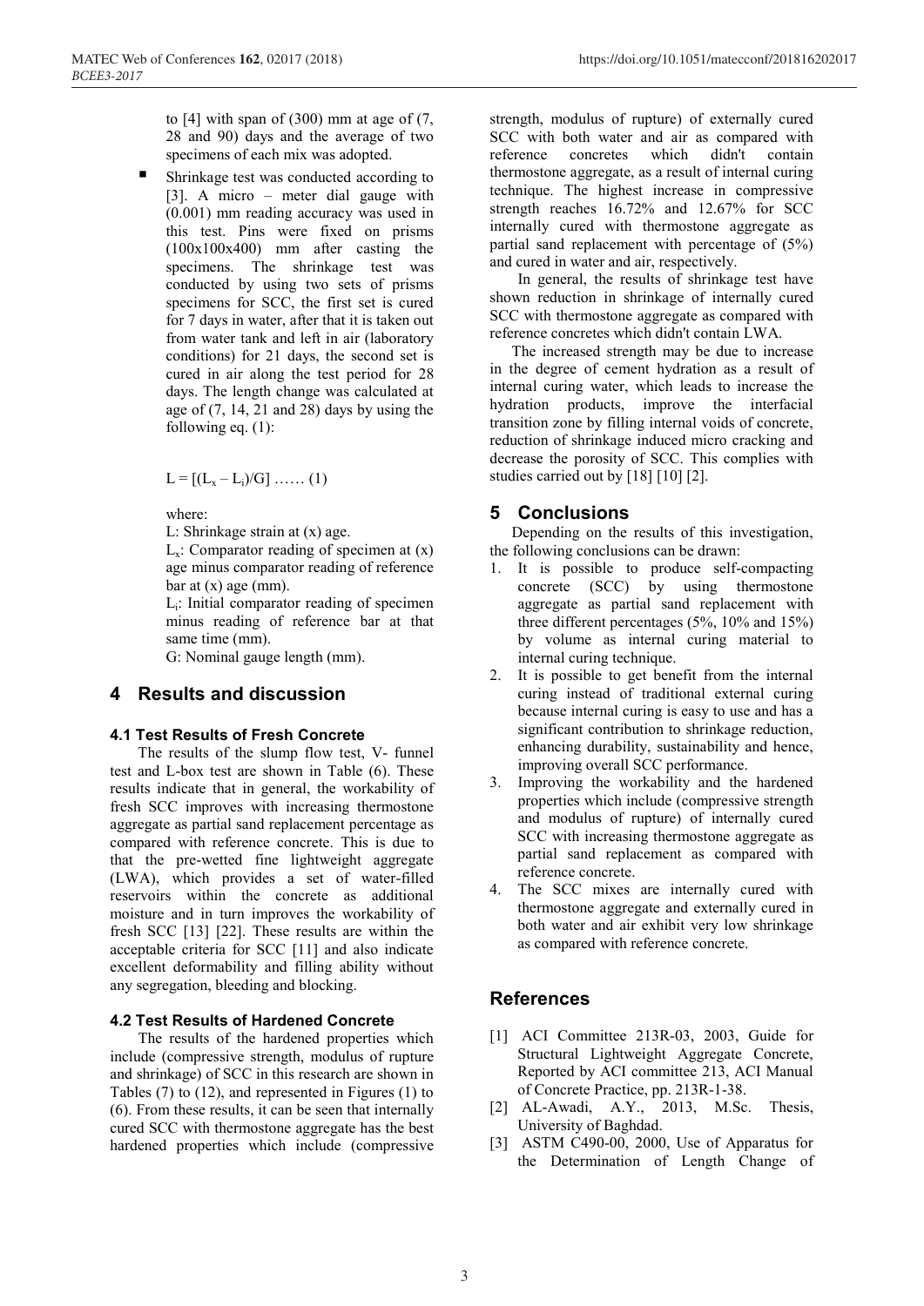to [4] with span of (300) mm at age of (7, 28 and 90) days and the average of two specimens of each mix was adopted.

- Shrinkage test was conducted according to [3]. A micro – meter dial gauge with (0.001) mm reading accuracy was used in this test. Pins were fixed on prisms (100x100x400) mm after casting the specimens. The shrinkage test was conducted by using two sets of prisms specimens for SCC, the first set is cured for 7 days in water, after that it is taken out from water tank and left in air (laboratory conditions) for 21 days, the second set is cured in air along the test period for 28 days. The length change was calculated at age of (7, 14, 21 and 28) days by using the following eq. (1):

  $L = [(L_x – L_i)/G]$ …… (1)

  where:

  L: Shrinkage strain at (x) age.

  $L_x$: Comparator reading of specimen at (x) age minus comparator reading of reference bar at (x) age (mm).

  $L_i$: Initial comparator reading of specimen minus reading of reference bar at that same time (mm).

  G: Nominal gauge length (mm).

## 4 Results and discussion

### 4.1 Test Results of Fresh Concrete

The results of the slump flow test, V- funnel test and L-box test are shown in Table (6). These results indicate that in general, the workability of fresh SCC improves with increasing thermostone aggregate as partial sand replacement percentage as compared with reference concrete. This is due to that the pre-wetted fine lightweight aggregate (LWA), which provides a set of water-filled reservoirs within the concrete as additional moisture and in turn improves the workability of fresh SCC [13] [22]. These results are within the acceptable criteria for SCC [11] and also indicate excellent deformability and filling ability without any segregation, bleeding and blocking.

### 4.2 Test Results of Hardened Concrete

The results of the hardened properties which include (compressive strength, modulus of rupture and shrinkage) of SCC in this research are shown in Tables (7) to (12), and represented in Figures (1) to (6). From these results, it can be seen that internally cured SCC with thermostone aggregate has the best hardened properties which include (compressive strength, modulus of rupture) of externally cured SCC with both water and air as compared with reference concretes which didn't contain thermostone aggregate, as a result of internal curing technique. The highest increase in compressive strength reaches 16.72% and 12.67% for SCC internally cured with thermostone aggregate as partial sand replacement with percentage of (5%) and cured in water and air, respectively.

In general, the results of shrinkage test have shown reduction in shrinkage of internally cured SCC with thermostone aggregate as compared with reference concretes which didn't contain LWA.

The increased strength may be due to increase in the degree of cement hydration as a result of internal curing water, which leads to increase the hydration products, improve the interfacial transition zone by filling internal voids of concrete, reduction of shrinkage induced micro cracking and decrease the porosity of SCC. This complies with studies carried out by [18] [10] [2].

## 5 Conclusions

Depending on the results of this investigation, the following conclusions can be drawn:

1. It is possible to produce self-compacting concrete (SCC) by using thermostone aggregate as partial sand replacement with three different percentages (5%, 10% and 15%) by volume as internal curing material to internal curing technique.
2. It is possible to get benefit from the internal curing instead of traditional external curing because internal curing is easy to use and has a significant contribution to shrinkage reduction, enhancing durability, sustainability and hence, improving overall SCC performance.
3. Improving the workability and the hardened properties which include (compressive strength and modulus of rupture) of internally cured SCC with increasing thermostone aggregate as partial sand replacement as compared with reference concrete.
4. The SCC mixes are internally cured with thermostone aggregate and externally cured in both water and air exhibit very low shrinkage as compared with reference concrete.

## References

[1] ACI Committee 213R-03, 2003, Guide for Structural Lightweight Aggregate Concrete, Reported by ACI committee 213, ACI Manual of Concrete Practice, pp. 213R-1-38.

[2] AL-Awadi, A.Y., 2013, M.Sc. Thesis, University of Baghdad.

[3] ASTM C490-00, 2000, Use of Apparatus for the Determination of Length Change of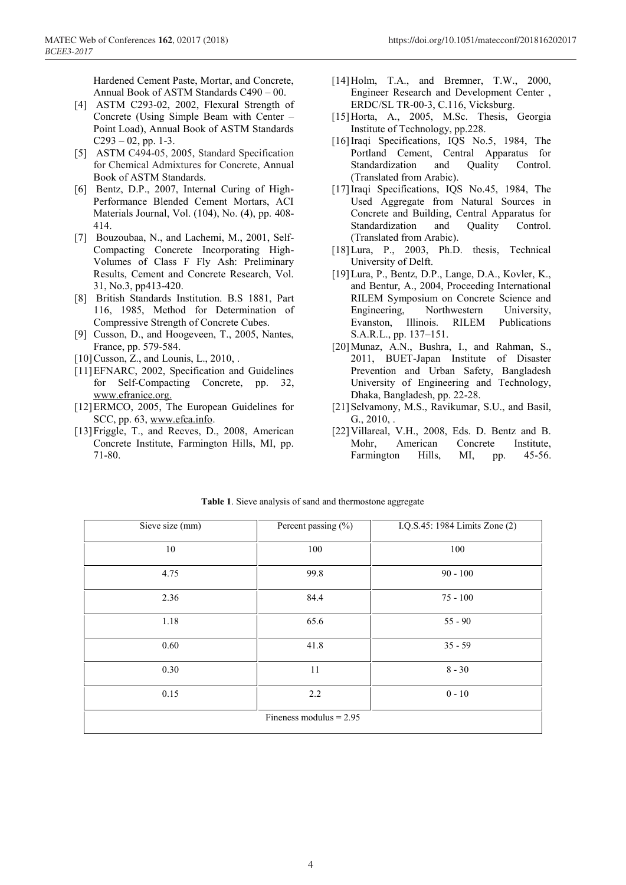Hardened Cement Paste, Mortar, and Concrete, Annual Book of ASTM Standards C490 – 00.

[4] ASTM C293-02, 2002, Flexural Strength of Concrete (Using Simple Beam with Center – Point Load), Annual Book of ASTM Standards C293 – 02, pp. 1-3.

[5] ASTM C494-05, 2005, Standard Specification for Chemical Admixtures for Concrete, Annual Book of ASTM Standards.

[6] Bentz, D.P., 2007, Internal Curing of High-Performance Blended Cement Mortars, ACI Materials Journal, Vol. (104), No. (4), pp. 408-414.

[7] Bouzoubaa, N., and Lachemi, M., 2001, Self-Compacting Concrete Incorporating High-Volumes of Class F Fly Ash: Preliminary Results, Cement and Concrete Research, Vol. 31, No.3, pp413-420.

[8] British Standards Institution. B.S 1881, Part 116, 1985, Method for Determination of Compressive Strength of Concrete Cubes.

[9] Cusson, D., and Hoogeveen, T., 2005, Nantes, France, pp. 579-584.

[10] Cusson, Z., and Lounis, L., 2010, .

[11] EFNARC, 2002, Specification and Guidelines for Self-Compacting Concrete, pp. 32, www.efranice.org.

[12] ERMCO, 2005, The European Guidelines for SCC, pp. 63, www.efca.info.

[13] Friggle, T., and Reeves, D., 2008, American Concrete Institute, Farmington Hills, MI, pp. 71-80.

[14] Holm, T.A., and Bremner, T.W., 2000, Engineer Research and Development Center , ERDC/SL TR-00-3, C.116, Vicksburg.

[15] Horta, A., 2005, M.Sc. Thesis, Georgia Institute of Technology, pp.228.

[16] Iraqi Specifications, IQS No.5, 1984, The Portland Cement, Central Apparatus for Standardization and Quality Control. (Translated from Arabic).

[17] Iraqi Specifications, IQS No.45, 1984, The Used Aggregate from Natural Sources in Concrete and Building, Central Apparatus for Standardization and Quality Control. (Translated from Arabic).

[18] Lura, P., 2003, Ph.D. thesis, Technical University of Delft.

[19] Lura, P., Bentz, D.P., Lange, D.A., Kovler, K., and Bentur, A., 2004, Proceeding International RILEM Symposium on Concrete Science and Engineering, Northwestern University, Evanston, Illinois. RILEM Publications S.A.R.L., pp. 137–151.

[20] Munaz, A.N., Bushra, I., and Rahman, S., 2011, BUET-Japan Institute of Disaster Prevention and Urban Safety, Bangladesh University of Engineering and Technology, Dhaka, Bangladesh, pp. 22-28.

[21] Selvamony, M.S., Ravikumar, S.U., and Basil, G., 2010, .

[22] Villareal, V.H., 2008, Eds. D. Bentz and B. Mohr, American Concrete Institute, Farmington Hills, MI, pp. 45-56.

**Table 1**. Sieve analysis of sand and thermostone aggregate

| Sieve size (mm) | Percent passing (%) | I.Q.S.45: 1984 Limits Zone (2) |
|---|---|---|
| 10 | 100 | 100 |
| 4.75 | 99.8 | 90 - 100 |
| 2.36 | 84.4 | 75 - 100 |
| 1.18 | 65.6 | 55 - 90 |
| 0.60 | 41.8 | 35 - 59 |
| 0.30 | 11 | 8 - 30 |
| 0.15 | 2.2 | 0 - 10 |
| Fineness modulus = 2.95 | | |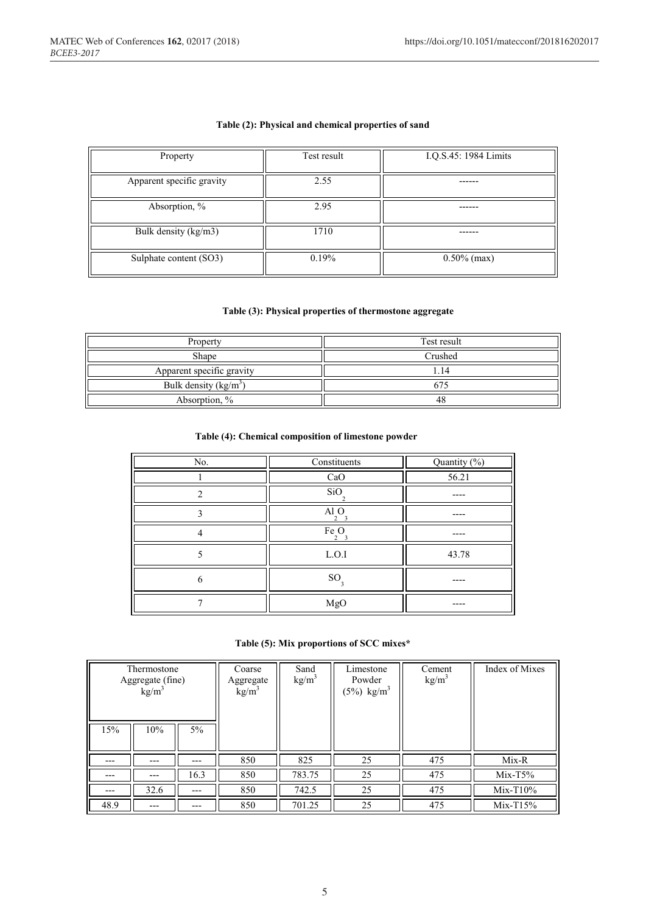**Table (2): Physical and chemical properties of sand**

| Property | Test result | I.Q.S.45: 1984 Limits |
|---|---|---|
| Apparent specific gravity | 2.55 | ------ |
| Absorption, % | 2.95 | ------ |
| Bulk density (kg/m3) | 1710 | ------ |
| Sulphate content ($SO_3$) | 0.19% | 0.50% (max) |

**Table (3): Physical properties of thermostone aggregate**

| Property | Test result |
|---|---|
| Shape | Crushed |
| Apparent specific gravity | 1.14 |
| Bulk density ($kg/m^3$) | 675 |
| Absorption, % | 48 |

**Table (4): Chemical composition of limestone powder**

| No. | Constituents | Quantity (%) |
|---|---|---|
| 1 | CaO | 56.21 |
| 2 | $SiO_2$ | ---- |
| 3 | $Al_2O_3$ | ---- |
| 4 | $Fe_2O_3$ | ---- |
| 5 | L.O.I | 43.78 |
| 6 | $SO_3$ | ---- |
| 7 | MgO | ---- |

**Table (5): Mix proportions of SCC mixes***

| Thermostone Aggregate (fine) $kg/m^3$ | | | Coarse Aggregate $kg/m^3$ | Sand $kg/m^3$ | Limestone Powder (5%) $kg/m^3$ | Cement $kg/m^3$ | Index of Mixes |
|---|---|---|---|---|---|---|---|
| 15% | 10% | 5% | | | | | |
| --- | --- | --- | 850 | 825 | 25 | 475 | Mix-R |
| --- | --- | 16.3 | 850 | 783.75 | 25 | 475 | Mix-T5% |
| --- | 32.6 | --- | 850 | 742.5 | 25 | 475 | Mix-T10% |
| 48.9 | --- | --- | 850 | 701.25 | 25 | 475 | Mix-T15% |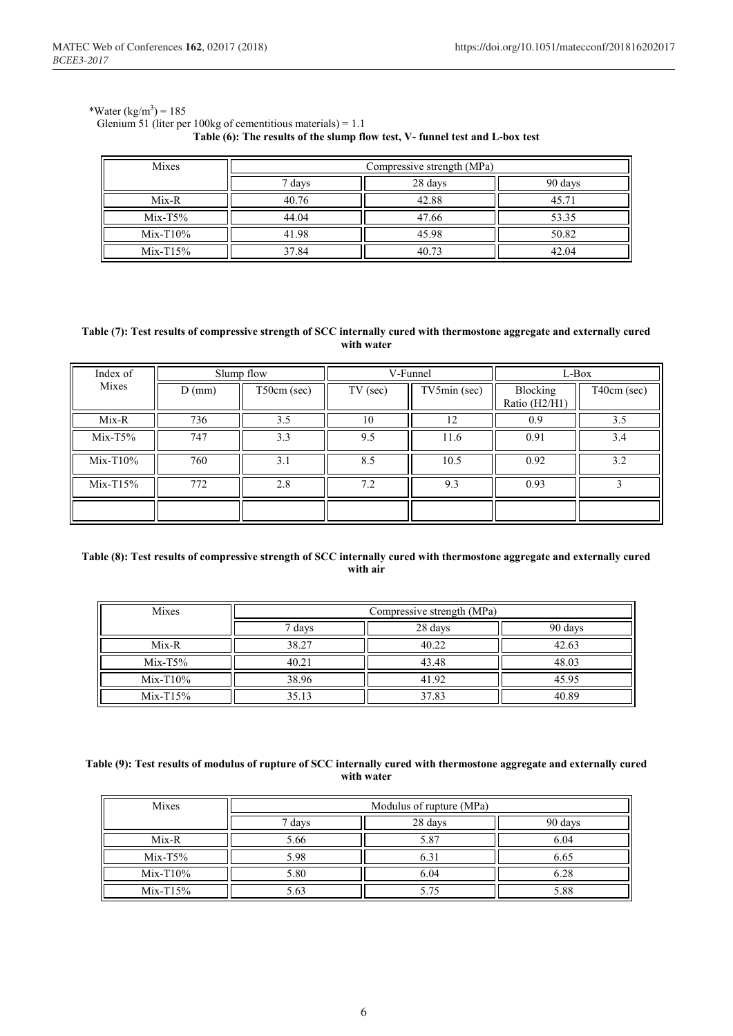*Water ($kg/m^3$) = 185

Glenium 51 (liter per 100kg of cementitious materials) = 1.1

**Table (6): The results of the slump flow test, V- funnel test and L-box test**

| Mixes | Compressive strength (MPa) | | |
|---|---|---|---|
| | 7 days | 28 days | 90 days |
| Mix-R | 40.76 | 42.88 | 45.71 |
| Mix-T5% | 44.04 | 47.66 | 53.35 |
| Mix-T10% | 41.98 | 45.98 | 50.82 |
| Mix-T15% | 37.84 | 40.73 | 42.04 |

**Table (7): Test results of compressive strength of SCC internally cured with thermostone aggregate and externally cured with water**

| Index of Mixes | Slump flow | | V-Funnel | | L-Box | |
|---|---|---|---|---|---|---|
| | D (mm) | T50cm (sec) | TV (sec) | TV5min (sec) | Blocking Ratio (H2/H1) | T40cm (sec) |
| Mix-R | 736 | 3.5 | 10 | 12 | 0.9 | 3.5 |
| Mix-T5% | 747 | 3.3 | 9.5 | 11.6 | 0.91 | 3.4 |
| Mix-T10% | 760 | 3.1 | 8.5 | 10.5 | 0.92 | 3.2 |
| Mix-T15% | 772 | 2.8 | 7.2 | 9.3 | 0.93 | 3 |
| | | | | | | |

**Table (8): Test results of compressive strength of SCC internally cured with thermostone aggregate and externally cured with air**

| Mixes | Compressive strength (MPa) | | |
|---|---|---|---|
| | 7 days | 28 days | 90 days |
| Mix-R | 38.27 | 40.22 | 42.63 |
| Mix-T5% | 40.21 | 43.48 | 48.03 |
| Mix-T10% | 38.96 | 41.92 | 45.95 |
| Mix-T15% | 35.13 | 37.83 | 40.89 |

**Table (9): Test results of modulus of rupture of SCC internally cured with thermostone aggregate and externally cured with water**

| Mixes | Modulus of rupture (MPa) | | |
|---|---|---|---|
| | 7 days | 28 days | 90 days |
| Mix-R | 5.66 | 5.87 | 6.04 |
| Mix-T5% | 5.98 | 6.31 | 6.65 |
| Mix-T10% | 5.80 | 6.04 | 6.28 |
| Mix-T15% | 5.63 | 5.75 | 5.88 |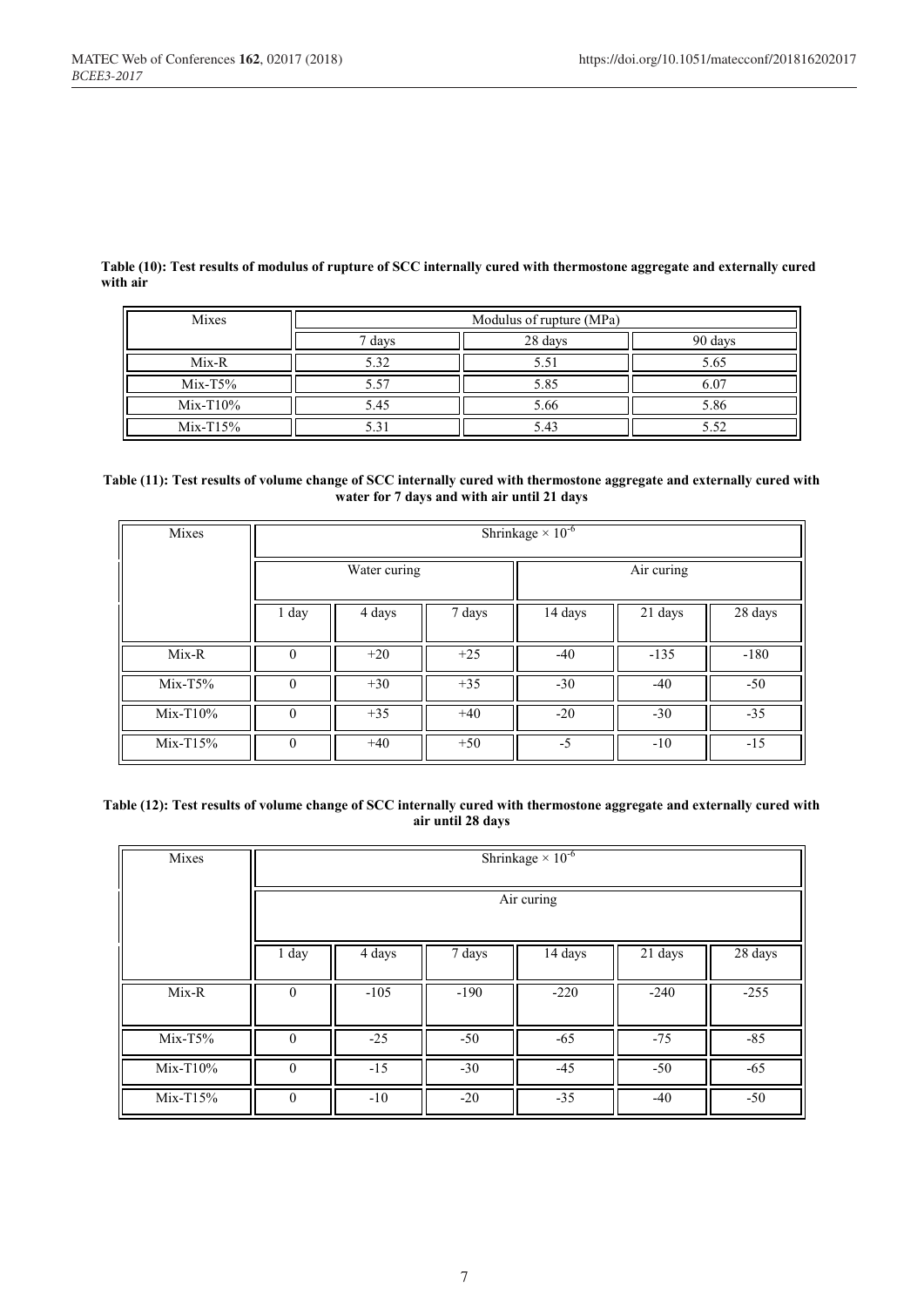**Table (10): Test results of modulus of rupture of SCC internally cured with thermostone aggregate and externally cured with air**

| Mixes | Modulus of rupture (MPa) | | |
|---|---|---|---|
| | 7 days | 28 days | 90 days |
| Mix-R | 5.32 | 5.51 | 5.65 |
| Mix-T5% | 5.57 | 5.85 | 6.07 |
| Mix-T10% | 5.45 | 5.66 | 5.86 |
| Mix-T15% | 5.31 | 5.43 | 5.52 |

**Table (11): Test results of volume change of SCC internally cured with thermostone aggregate and externally cured with water for 7 days and with air until 21 days**

| Mixes | Shrinkage × $10^{-6}$ | | | | | |
|---|---|---|---|---|---|---|
| | Water curing | | | Air curing | | |
| | 1 day | 4 days | 7 days | 14 days | 21 days | 28 days |
| Mix-R | 0 | +20 | +25 | -40 | -135 | -180 |
| Mix-T5% | 0 | +30 | +35 | -30 | -40 | -50 |
| Mix-T10% | 0 | +35 | +40 | -20 | -30 | -35 |
| Mix-T15% | 0 | +40 | +50 | -5 | -10 | -15 |

**Table (12): Test results of volume change of SCC internally cured with thermostone aggregate and externally cured with air until 28 days**

| Mixes | Shrinkage × $10^{-6}$ | | | | | |
|---|---|---|---|---|---|---|
| | Air curing | | | | | |
| | 1 day | 4 days | 7 days | 14 days | 21 days | 28 days |
| Mix-R | 0 | -105 | -190 | -220 | -240 | -255 |
| Mix-T5% | 0 | -25 | -50 | -65 | -75 | -85 |
| Mix-T10% | 0 | -15 | -30 | -45 | -50 | -65 |
| Mix-T15% | 0 | -10 | -20 | -35 | -40 | -50 |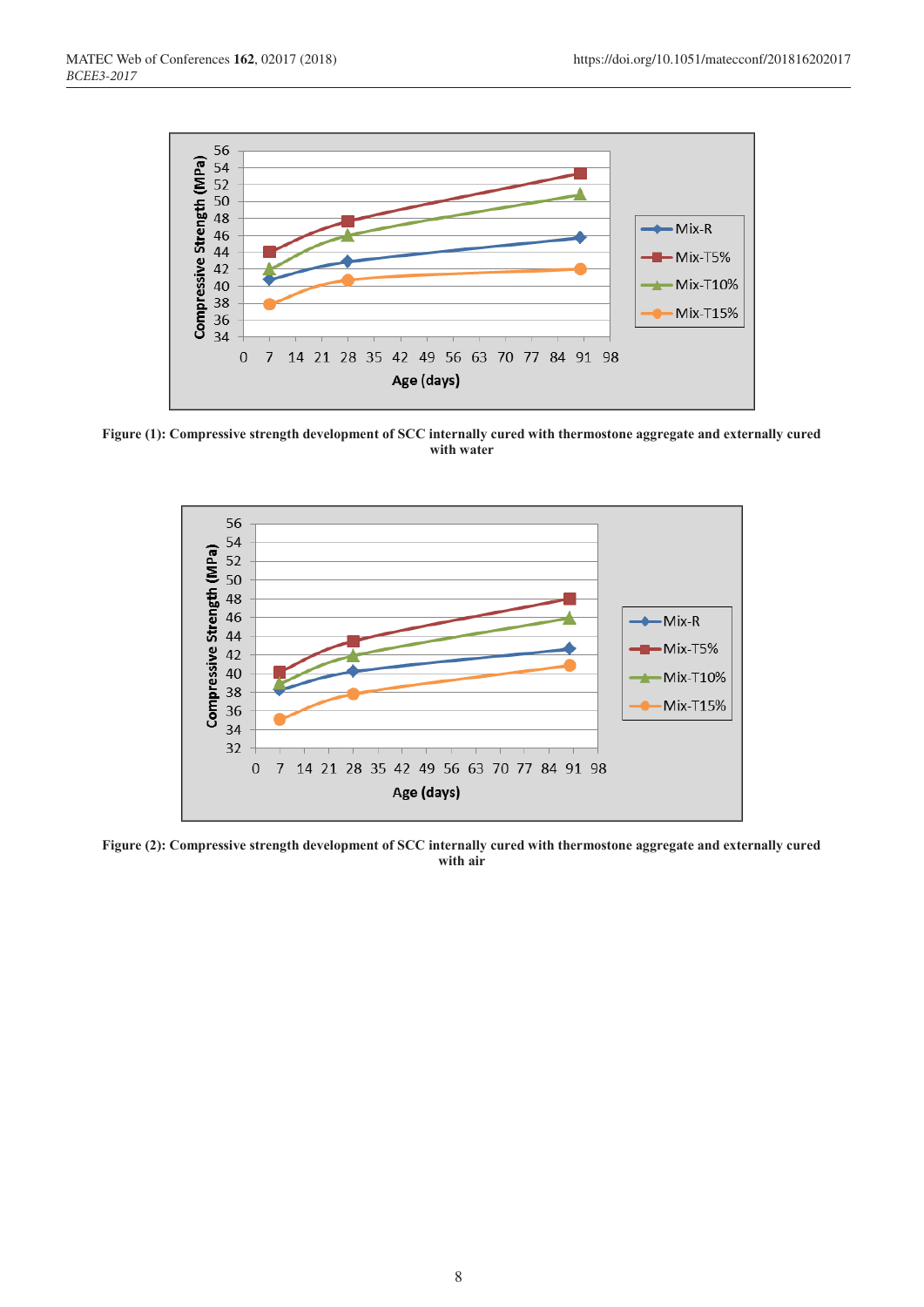**Figure (1): Compressive strength development of SCC internally cured with thermostone aggregate and externally cured with water**

**Figure (2): Compressive strength development of SCC internally cured with thermostone aggregate and externally cured with air**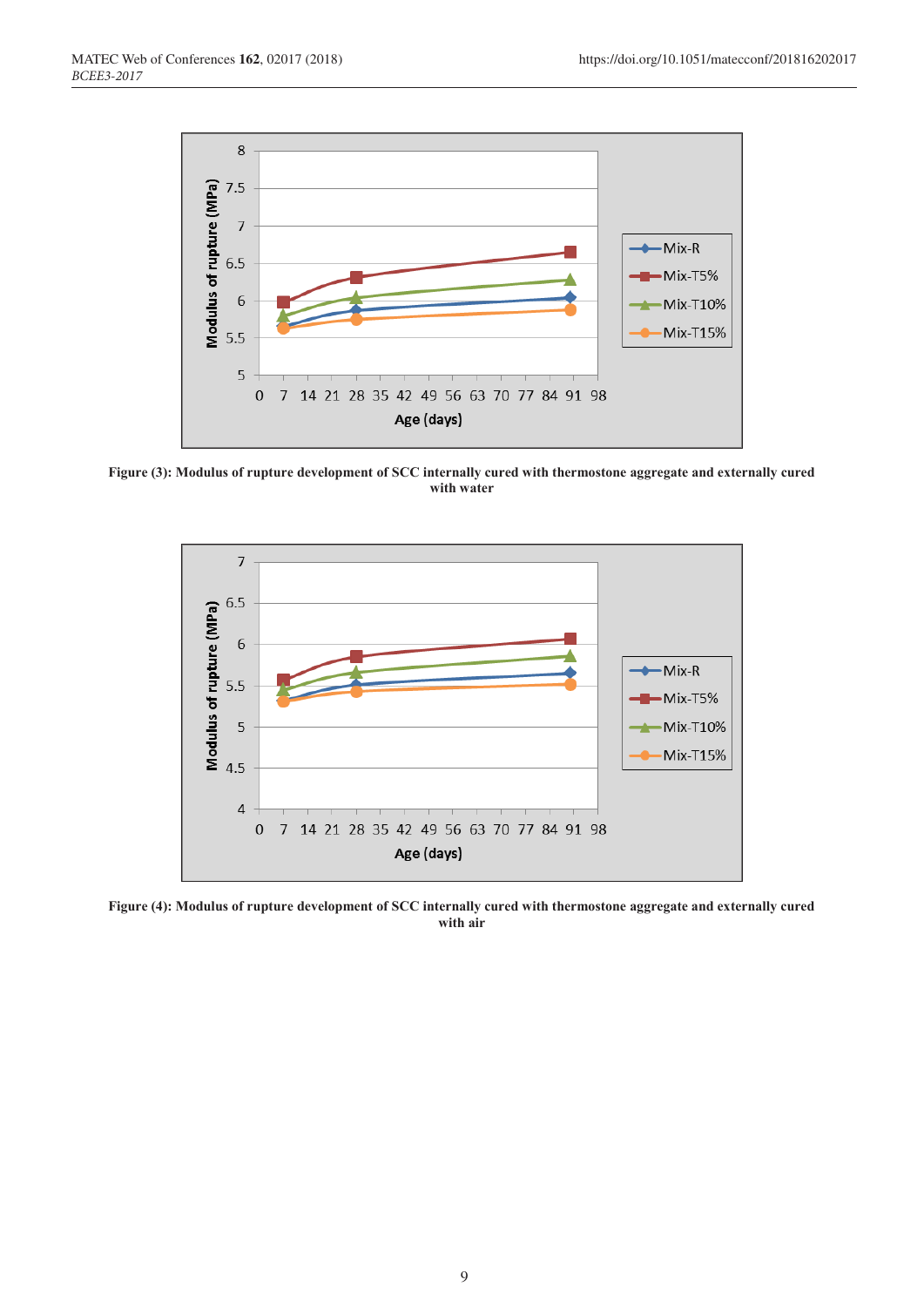Figure (3): Modulus of rupture development of SCC internally cured with thermostone aggregate and externally cured with water

Figure (4): Modulus of rupture development of SCC internally cured with thermostone aggregate and externally cured with air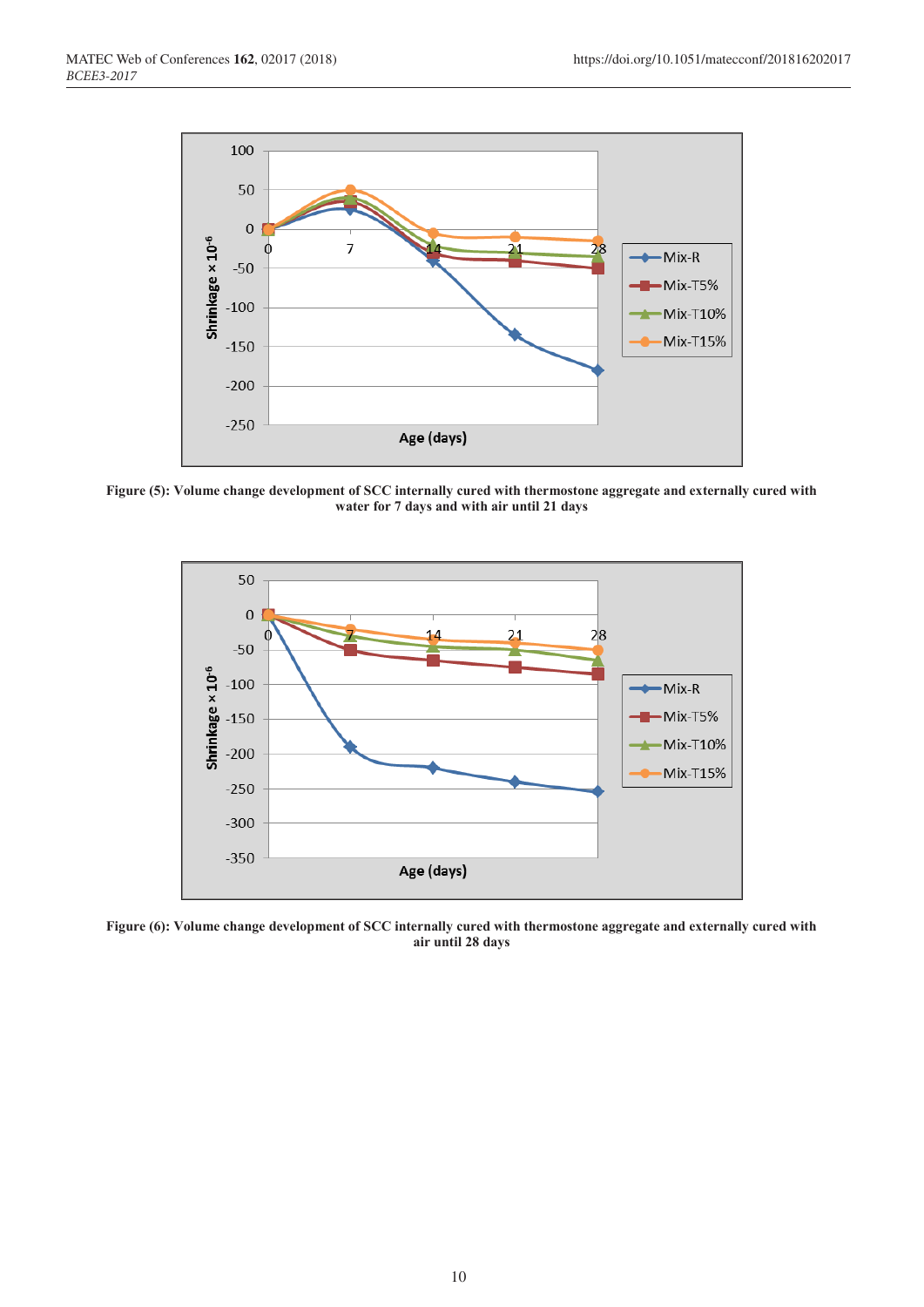Shrinkage × 10⁻⁶

100
50
0
-50
-100
-150
-200
-250

0 7 14 21 28

Age (days)

Mix-R
Mix-T5%
Mix-T10%
Mix-T15%

**Figure (5): Volume change development of SCC internally cured with thermostone aggregate and externally cured with water for 7 days and with air until 21 days**

Shrinkage × 10⁻⁶

50
0
-50
-100
-150
-200
-250
-300
-350

0 7 14 21 28

Age (days)

Mix-R
Mix-T5%
Mix-T10%
Mix-T15%

**Figure (6): Volume change development of SCC internally cured with thermostone aggregate and externally cured with air until 28 days**